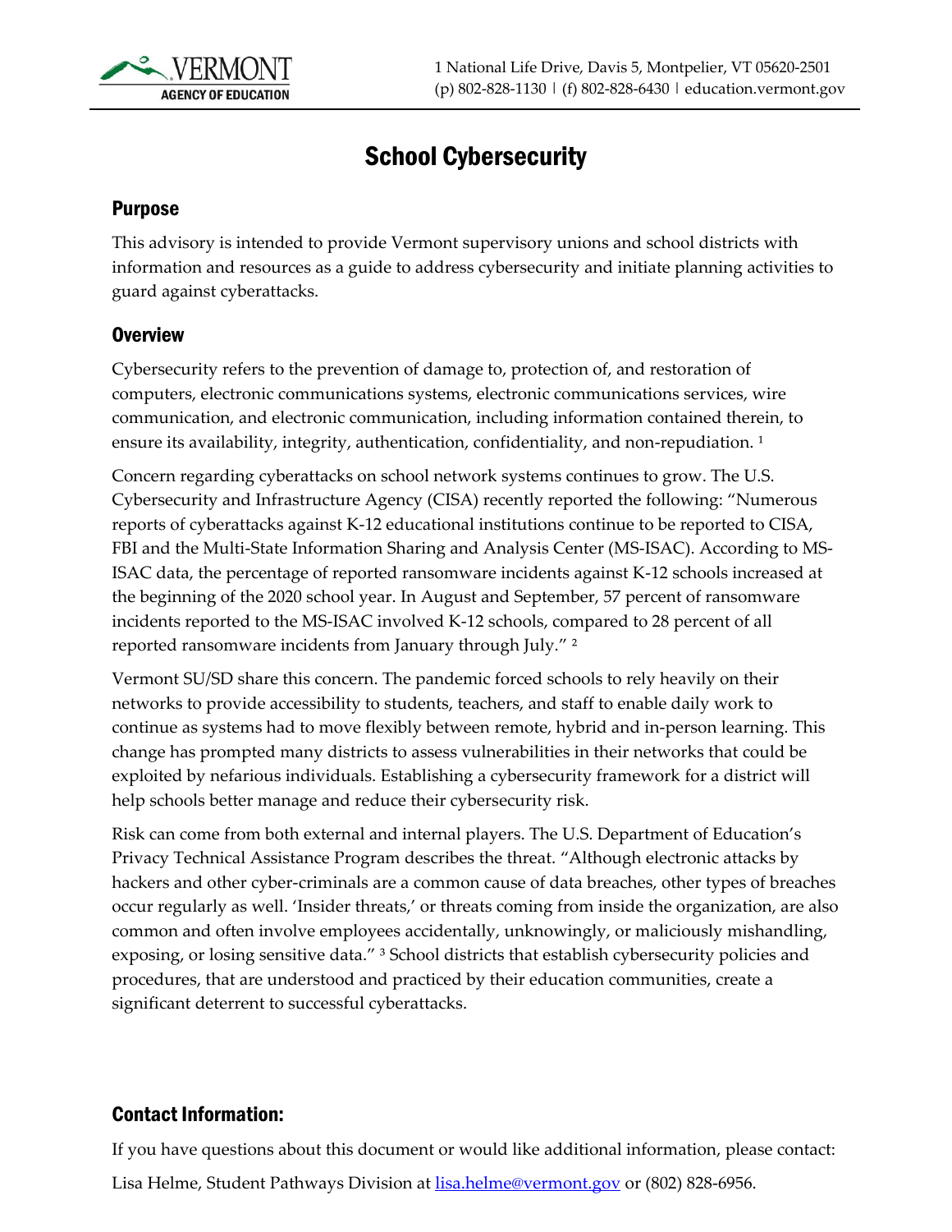1 National Life Drive, Davis 5, Montpelier, VT 05620-2501
(p) 802-828-1130 | (f) 802-828-6430 | education.vermont.gov

# School Cybersecurity

## Purpose

This advisory is intended to provide Vermont supervisory unions and school districts with information and resources as a guide to address cybersecurity and initiate planning activities to guard against cyberattacks.

## Overview

Cybersecurity refers to the prevention of damage to, protection of, and restoration of computers, electronic communications systems, electronic communications services, wire communication, and electronic communication, including information contained therein, to ensure its availability, integrity, authentication, confidentiality, and non-repudiation. [1]

Concern regarding cyberattacks on school network systems continues to grow. The U.S. Cybersecurity and Infrastructure Agency (CISA) recently reported the following: "Numerous reports of cyberattacks against K-12 educational institutions continue to be reported to CISA, FBI and the Multi-State Information Sharing and Analysis Center (MS-ISAC). According to MS-ISAC data, the percentage of reported ransomware incidents against K-12 schools increased at the beginning of the 2020 school year. In August and September, 57 percent of ransomware incidents reported to the MS-ISAC involved K-12 schools, compared to 28 percent of all reported ransomware incidents from January through July." [2]

Vermont SU/SD share this concern. The pandemic forced schools to rely heavily on their networks to provide accessibility to students, teachers, and staff to enable daily work to continue as systems had to move flexibly between remote, hybrid and in-person learning. This change has prompted many districts to assess vulnerabilities in their networks that could be exploited by nefarious individuals. Establishing a cybersecurity framework for a district will help schools better manage and reduce their cybersecurity risk.

Risk can come from both external and internal players. The U.S. Department of Education's Privacy Technical Assistance Program describes the threat. "Although electronic attacks by hackers and other cyber-criminals are a common cause of data breaches, other types of breaches occur regularly as well. 'Insider threats,' or threats coming from inside the organization, are also common and often involve employees accidentally, unknowingly, or maliciously mishandling, exposing, or losing sensitive data." [3] School districts that establish cybersecurity policies and procedures, that are understood and practiced by their education communities, create a significant deterrent to successful cyberattacks.

## Contact Information:

If you have questions about this document or would like additional information, please contact:

Lisa Helme, Student Pathways Division at [lisa.helme@vermont.gov](mailto:lisa.helme@vermont.gov) or (802) 828-6956.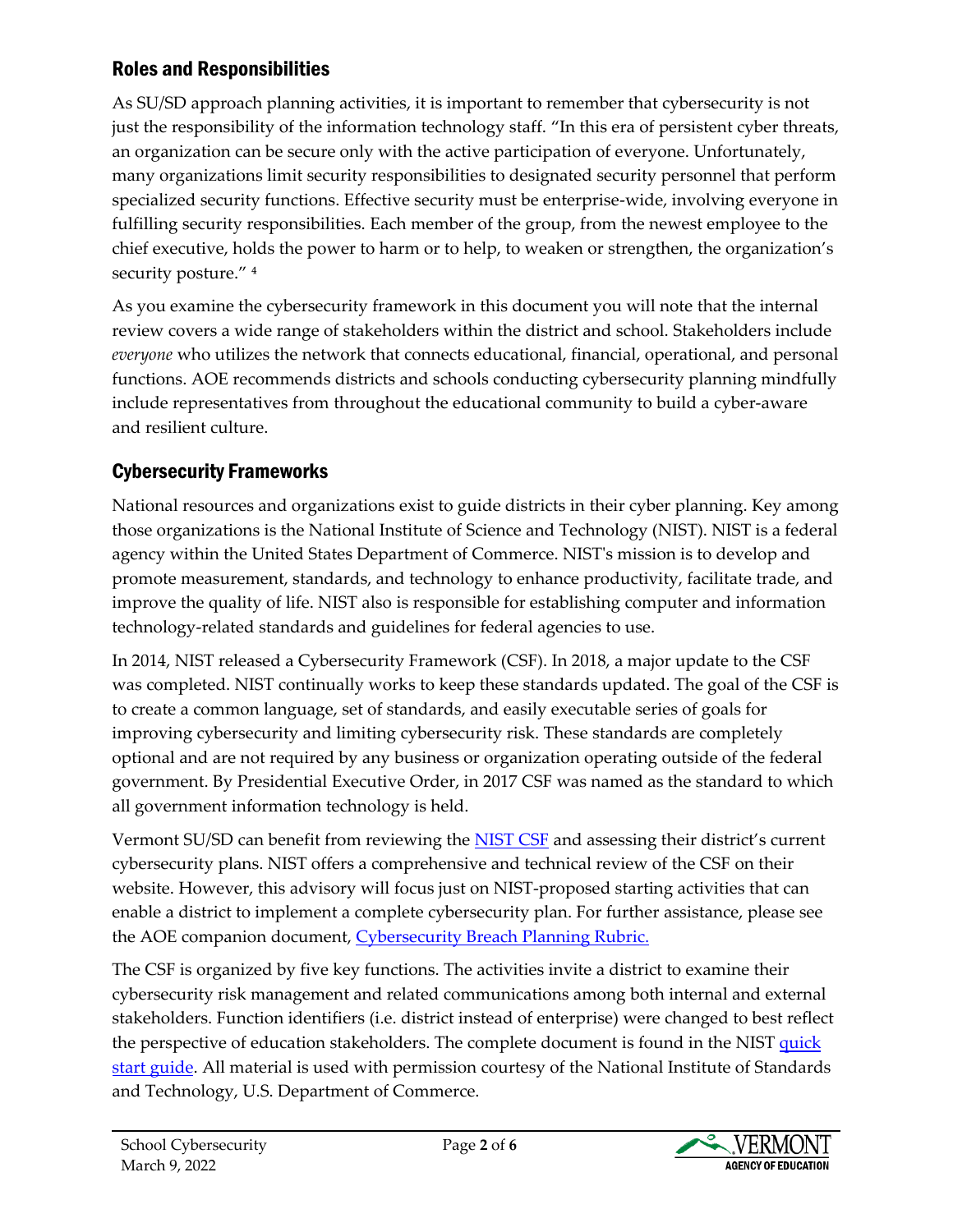## Roles and Responsibilities

As SU/SD approach planning activities, it is important to remember that cybersecurity is not just the responsibility of the information technology staff. "In this era of persistent cyber threats, an organization can be secure only with the active participation of everyone. Unfortunately, many organizations limit security responsibilities to designated security personnel that perform specialized security functions. Effective security must be enterprise-wide, involving everyone in fulfilling security responsibilities. Each member of the group, from the newest employee to the chief executive, holds the power to harm or to help, to weaken or strengthen, the organization's security posture." [4]

As you examine the cybersecurity framework in this document you will note that the internal review covers a wide range of stakeholders within the district and school. Stakeholders include *everyone* who utilizes the network that connects educational, financial, operational, and personal functions. AOE recommends districts and schools conducting cybersecurity planning mindfully include representatives from throughout the educational community to build a cyber-aware and resilient culture.

## Cybersecurity Frameworks

National resources and organizations exist to guide districts in their cyber planning. Key among those organizations is the National Institute of Science and Technology (NIST). NIST is a federal agency within the United States Department of Commerce. NIST's mission is to develop and promote measurement, standards, and technology to enhance productivity, facilitate trade, and improve the quality of life. NIST also is responsible for establishing computer and information technology-related standards and guidelines for federal agencies to use.

In 2014, NIST released a Cybersecurity Framework (CSF). In 2018, a major update to the CSF was completed. NIST continually works to keep these standards updated. The goal of the CSF is to create a common language, set of standards, and easily executable series of goals for improving cybersecurity and limiting cybersecurity risk. These standards are completely optional and are not required by any business or organization operating outside of the federal government. By Presidential Executive Order, in 2017 CSF was named as the standard to which all government information technology is held.

Vermont SU/SD can benefit from reviewing the NIST CSF and assessing their district's current cybersecurity plans. NIST offers a comprehensive and technical review of the CSF on their website. However, this advisory will focus just on NIST-proposed starting activities that can enable a district to implement a complete cybersecurity plan. For further assistance, please see the AOE companion document, Cybersecurity Breach Planning Rubric.

The CSF is organized by five key functions. The activities invite a district to examine their cybersecurity risk management and related communications among both internal and external stakeholders. Function identifiers (i.e. district instead of enterprise) were changed to best reflect the perspective of education stakeholders. The complete document is found in the NIST quick start guide. All material is used with permission courtesy of the National Institute of Standards and Technology, U.S. Department of Commerce.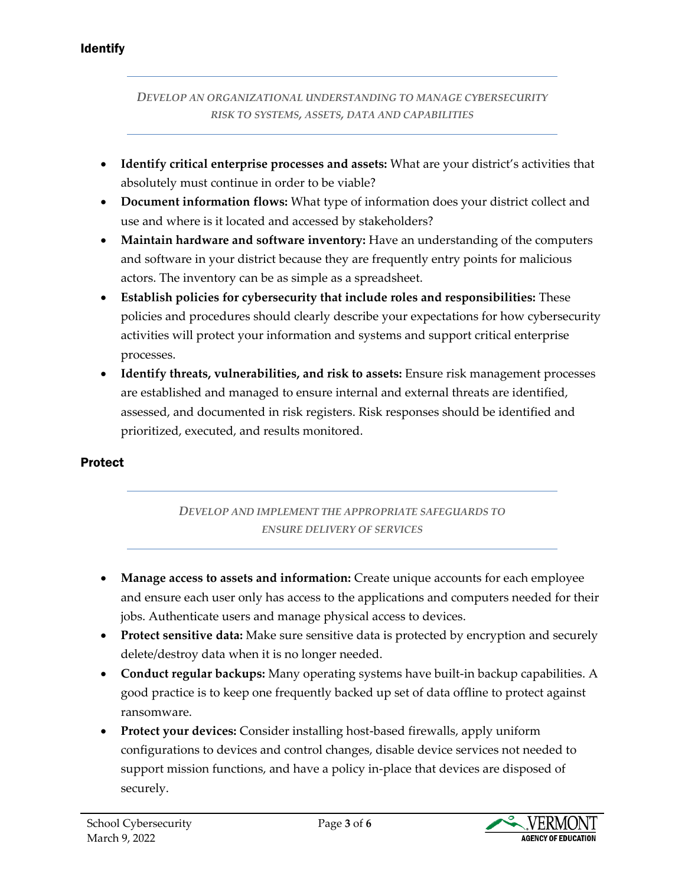## Identify

*DEVELOP AN ORGANIZATIONAL UNDERSTANDING TO MANAGE CYBERSECURITY RISK TO SYSTEMS, ASSETS, DATA AND CAPABILITIES*

- **Identify critical enterprise processes and assets:** What are your district's activities that absolutely must continue in order to be viable?
- **Document information flows:** What type of information does your district collect and use and where is it located and accessed by stakeholders?
- **Maintain hardware and software inventory:** Have an understanding of the computers and software in your district because they are frequently entry points for malicious actors. The inventory can be as simple as a spreadsheet.
- **Establish policies for cybersecurity that include roles and responsibilities:** These policies and procedures should clearly describe your expectations for how cybersecurity activities will protect your information and systems and support critical enterprise processes.
- **Identify threats, vulnerabilities, and risk to assets:** Ensure risk management processes are established and managed to ensure internal and external threats are identified, assessed, and documented in risk registers. Risk responses should be identified and prioritized, executed, and results monitored.

## Protect

*DEVELOP AND IMPLEMENT THE APPROPRIATE SAFEGUARDS TO ENSURE DELIVERY OF SERVICES*

- **Manage access to assets and information:** Create unique accounts for each employee and ensure each user only has access to the applications and computers needed for their jobs. Authenticate users and manage physical access to devices.
- **Protect sensitive data:** Make sure sensitive data is protected by encryption and securely delete/destroy data when it is no longer needed.
- **Conduct regular backups:** Many operating systems have built-in backup capabilities. A good practice is to keep one frequently backed up set of data offline to protect against ransomware.
- **Protect your devices:** Consider installing host-based firewalls, apply uniform configurations to devices and control changes, disable device services not needed to support mission functions, and have a policy in-place that devices are disposed of securely.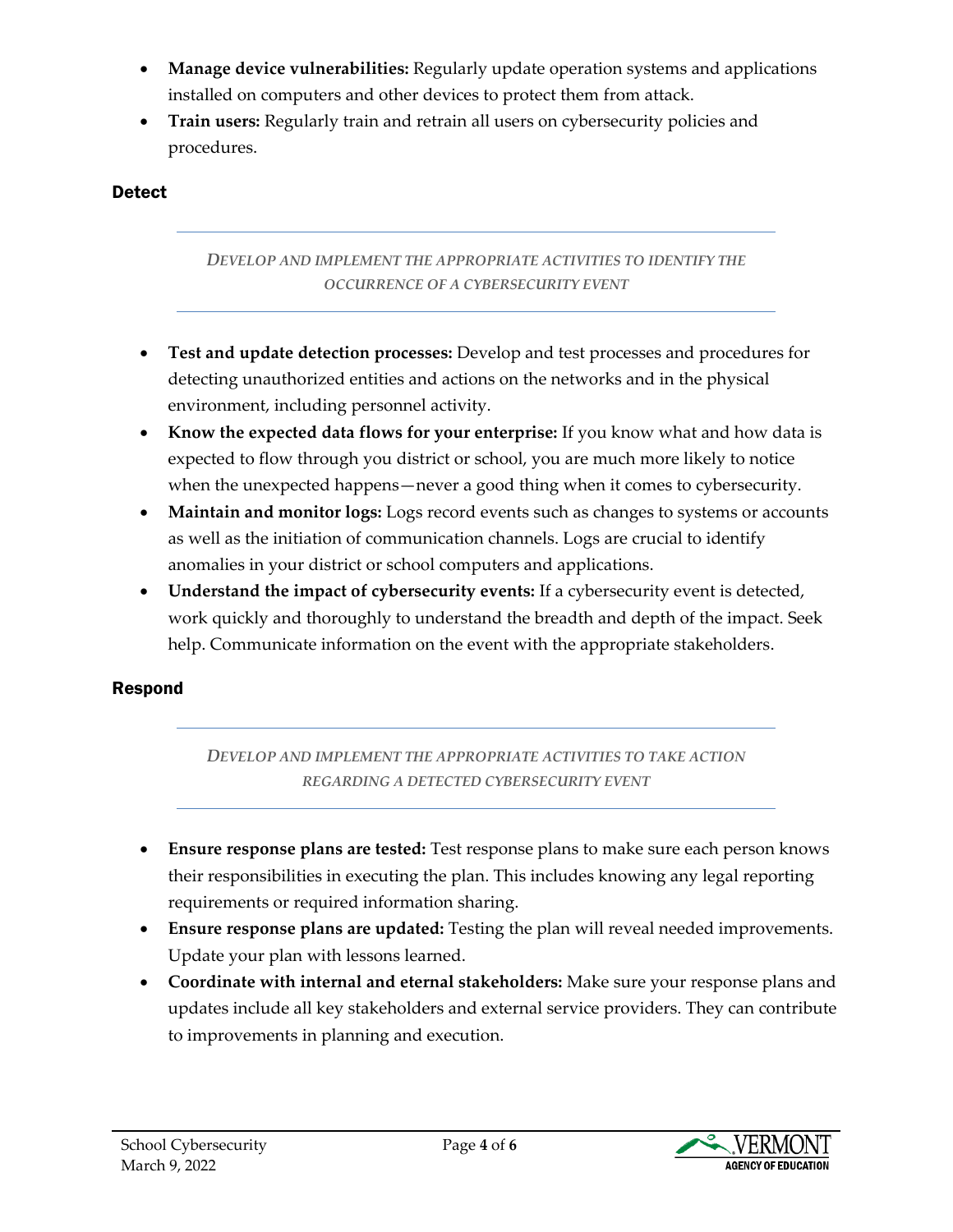- **Manage device vulnerabilities:** Regularly update operation systems and applications installed on computers and other devices to protect them from attack.
- **Train users:** Regularly train and retrain all users on cybersecurity policies and procedures.

## Detect

*DEVELOP AND IMPLEMENT THE APPROPRIATE ACTIVITIES TO IDENTIFY THE OCCURRENCE OF A CYBERSECURITY EVENT*

- **Test and update detection processes:** Develop and test processes and procedures for detecting unauthorized entities and actions on the networks and in the physical environment, including personnel activity.
- **Know the expected data flows for your enterprise:** If you know what and how data is expected to flow through you district or school, you are much more likely to notice when the unexpected happens—never a good thing when it comes to cybersecurity.
- **Maintain and monitor logs:** Logs record events such as changes to systems or accounts as well as the initiation of communication channels. Logs are crucial to identify anomalies in your district or school computers and applications.
- **Understand the impact of cybersecurity events:** If a cybersecurity event is detected, work quickly and thoroughly to understand the breadth and depth of the impact. Seek help. Communicate information on the event with the appropriate stakeholders.

## Respond

*DEVELOP AND IMPLEMENT THE APPROPRIATE ACTIVITIES TO TAKE ACTION REGARDING A DETECTED CYBERSECURITY EVENT*

- **Ensure response plans are tested:** Test response plans to make sure each person knows their responsibilities in executing the plan. This includes knowing any legal reporting requirements or required information sharing.
- **Ensure response plans are updated:** Testing the plan will reveal needed improvements. Update your plan with lessons learned.
- **Coordinate with internal and eternal stakeholders:** Make sure your response plans and updates include all key stakeholders and external service providers. They can contribute to improvements in planning and execution.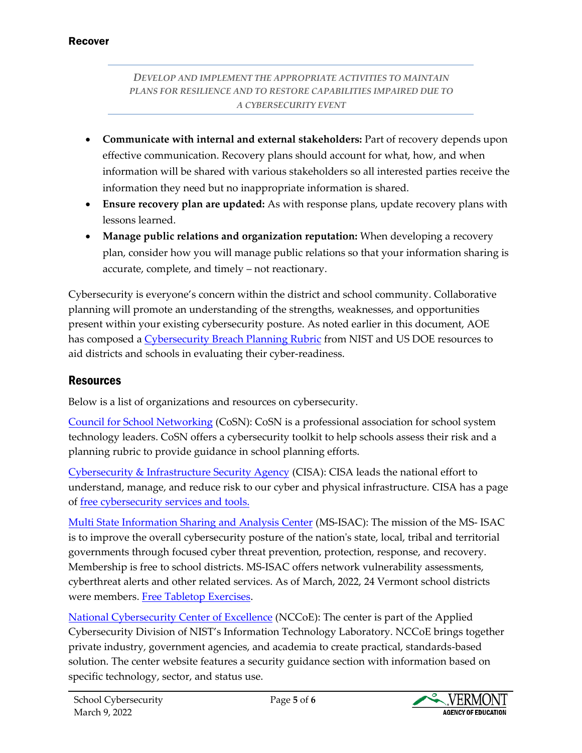## Recover

*DEVELOP AND IMPLEMENT THE APPROPRIATE ACTIVITIES TO MAINTAIN PLANS FOR RESILIENCE AND TO RESTORE CAPABILITIES IMPAIRED DUE TO A CYBERSECURITY EVENT*

- **Communicate with internal and external stakeholders:** Part of recovery depends upon effective communication. Recovery plans should account for what, how, and when information will be shared with various stakeholders so all interested parties receive the information they need but no inappropriate information is shared.
- **Ensure recovery plan are updated:** As with response plans, update recovery plans with lessons learned.
- **Manage public relations and organization reputation:** When developing a recovery plan, consider how you will manage public relations so that your information sharing is accurate, complete, and timely – not reactionary.

Cybersecurity is everyone's concern within the district and school community. Collaborative planning will promote an understanding of the strengths, weaknesses, and opportunities present within your existing cybersecurity posture. As noted earlier in this document, AOE has composed a Cybersecurity Breach Planning Rubric from NIST and US DOE resources to aid districts and schools in evaluating their cyber-readiness.

## Resources

Below is a list of organizations and resources on cybersecurity.

Council for School Networking (CoSN): CoSN is a professional association for school system technology leaders. CoSN offers a cybersecurity toolkit to help schools assess their risk and a planning rubric to provide guidance in school planning efforts.

Cybersecurity & Infrastructure Security Agency (CISA): CISA leads the national effort to understand, manage, and reduce risk to our cyber and physical infrastructure. CISA has a page of free cybersecurity services and tools.

Multi State Information Sharing and Analysis Center (MS-ISAC): The mission of the MS- ISAC is to improve the overall cybersecurity posture of the nation's state, local, tribal and territorial governments through focused cyber threat prevention, protection, response, and recovery. Membership is free to school districts. MS-ISAC offers network vulnerability assessments, cyberthreat alerts and other related services. As of March, 2022, 24 Vermont school districts were members. Free Tabletop Exercises.

National Cybersecurity Center of Excellence (NCCoE): The center is part of the Applied Cybersecurity Division of NIST's Information Technology Laboratory. NCCoE brings together private industry, government agencies, and academia to create practical, standards-based solution. The center website features a security guidance section with information based on specific technology, sector, and status use.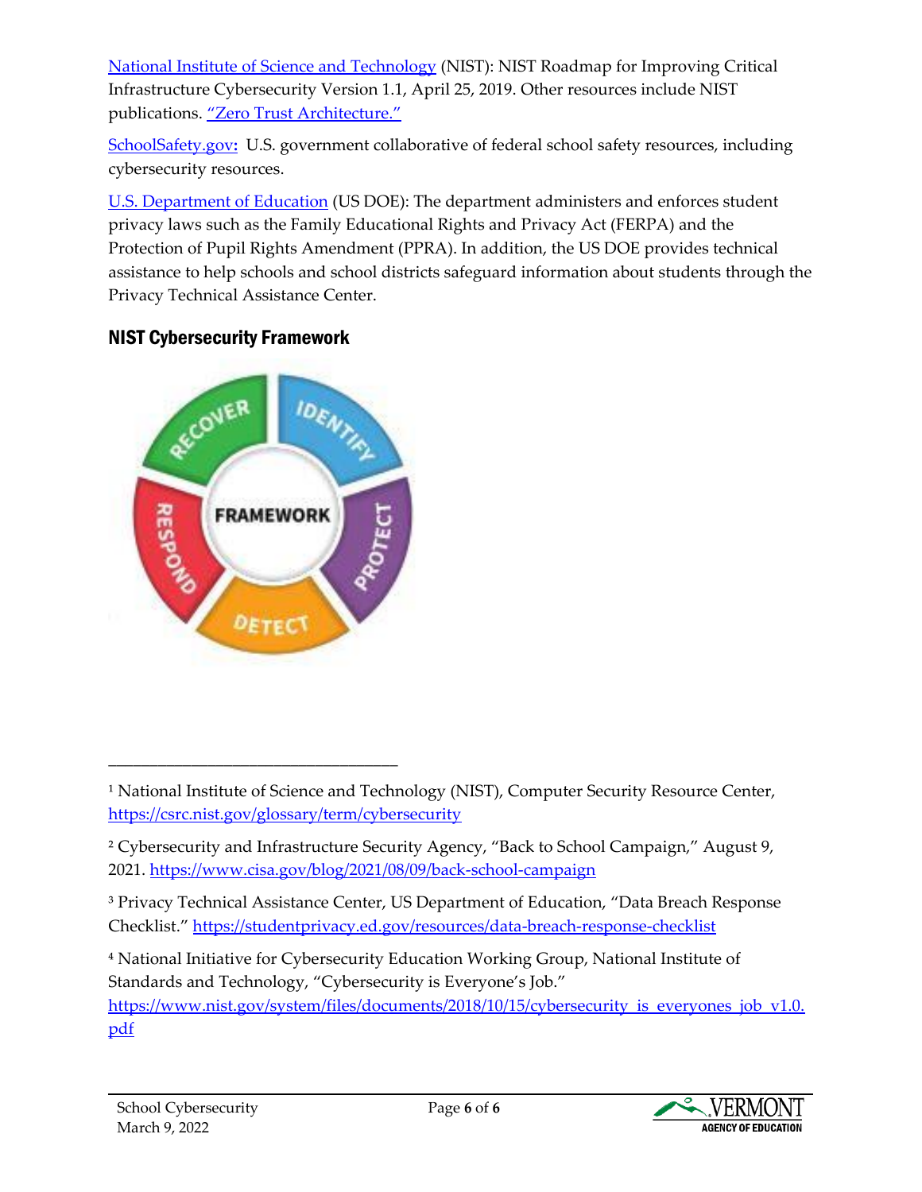[National Institute of Science and Technology](#) (NIST): NIST Roadmap for Improving Critical Infrastructure Cybersecurity Version 1.1, April 25, 2019. Other resources include NIST publications. ["Zero Trust Architecture."](#)

[SchoolSafety.gov](#)**:** U.S. government collaborative of federal school safety resources, including cybersecurity resources.

[U.S. Department of Education](#) (US DOE): The department administers and enforces student privacy laws such as the Family Educational Rights and Privacy Act (FERPA) and the Protection of Pupil Rights Amendment (PPRA). In addition, the US DOE provides technical assistance to help schools and school districts safeguard information about students through the Privacy Technical Assistance Center.

## NIST Cybersecurity Framework

RECOVER
IDENTIFY
FRAMEWORK
PROTECT
DETECT
RESPOND

---

[1] National Institute of Science and Technology (NIST), Computer Security Resource Center, https://csrc.nist.gov/glossary/term/cybersecurity

[2] Cybersecurity and Infrastructure Security Agency, "Back to School Campaign," August 9, 2021. https://www.cisa.gov/blog/2021/08/09/back-school-campaign

[3] Privacy Technical Assistance Center, US Department of Education, "Data Breach Response Checklist." https://studentprivacy.ed.gov/resources/data-breach-response-checklist

[4] National Initiative for Cybersecurity Education Working Group, National Institute of Standards and Technology, "Cybersecurity is Everyone's Job." https://www.nist.gov/system/files/documents/2018/10/15/cybersecurity_is_everyones_job_v1.0.pdf